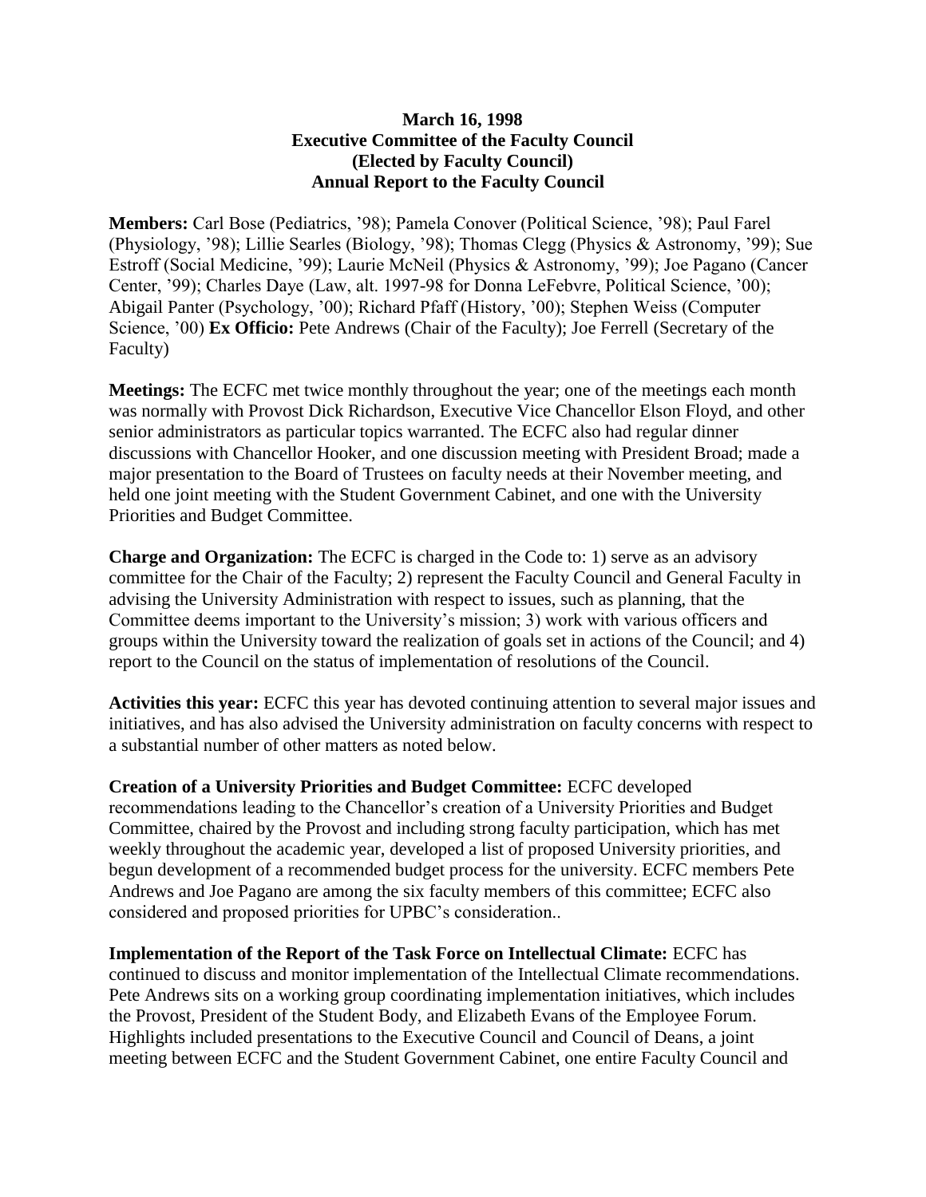**March 16, 1998**
**Executive Committee of the Faculty Council**
**(Elected by Faculty Council)**
**Annual Report to the Faculty Council**

**Members:** Carl Bose (Pediatrics, '98); Pamela Conover (Political Science, '98); Paul Farel (Physiology, '98); Lillie Searles (Biology, '98); Thomas Clegg (Physics & Astronomy, '99); Sue Estroff (Social Medicine, '99); Laurie McNeil (Physics & Astronomy, '99); Joe Pagano (Cancer Center, '99); Charles Daye (Law, alt. 1997-98 for Donna LeFebvre, Political Science, '00); Abigail Panter (Psychology, '00); Richard Pfaff (History, '00); Stephen Weiss (Computer Science, '00) **Ex Officio:** Pete Andrews (Chair of the Faculty); Joe Ferrell (Secretary of the Faculty)

**Meetings:** The ECFC met twice monthly throughout the year; one of the meetings each month was normally with Provost Dick Richardson, Executive Vice Chancellor Elson Floyd, and other senior administrators as particular topics warranted. The ECFC also had regular dinner discussions with Chancellor Hooker, and one discussion meeting with President Broad; made a major presentation to the Board of Trustees on faculty needs at their November meeting, and held one joint meeting with the Student Government Cabinet, and one with the University Priorities and Budget Committee.

**Charge and Organization:** The ECFC is charged in the Code to: 1) serve as an advisory committee for the Chair of the Faculty; 2) represent the Faculty Council and General Faculty in advising the University Administration with respect to issues, such as planning, that the Committee deems important to the University's mission; 3) work with various officers and groups within the University toward the realization of goals set in actions of the Council; and 4) report to the Council on the status of implementation of resolutions of the Council.

**Activities this year:** ECFC this year has devoted continuing attention to several major issues and initiatives, and has also advised the University administration on faculty concerns with respect to a substantial number of other matters as noted below.

**Creation of a University Priorities and Budget Committee:** ECFC developed recommendations leading to the Chancellor's creation of a University Priorities and Budget Committee, chaired by the Provost and including strong faculty participation, which has met weekly throughout the academic year, developed a list of proposed University priorities, and begun development of a recommended budget process for the university. ECFC members Pete Andrews and Joe Pagano are among the six faculty members of this committee; ECFC also considered and proposed priorities for UPBC's consideration..

**Implementation of the Report of the Task Force on Intellectual Climate:** ECFC has continued to discuss and monitor implementation of the Intellectual Climate recommendations. Pete Andrews sits on a working group coordinating implementation initiatives, which includes the Provost, President of the Student Body, and Elizabeth Evans of the Employee Forum. Highlights included presentations to the Executive Council and Council of Deans, a joint meeting between ECFC and the Student Government Cabinet, one entire Faculty Council and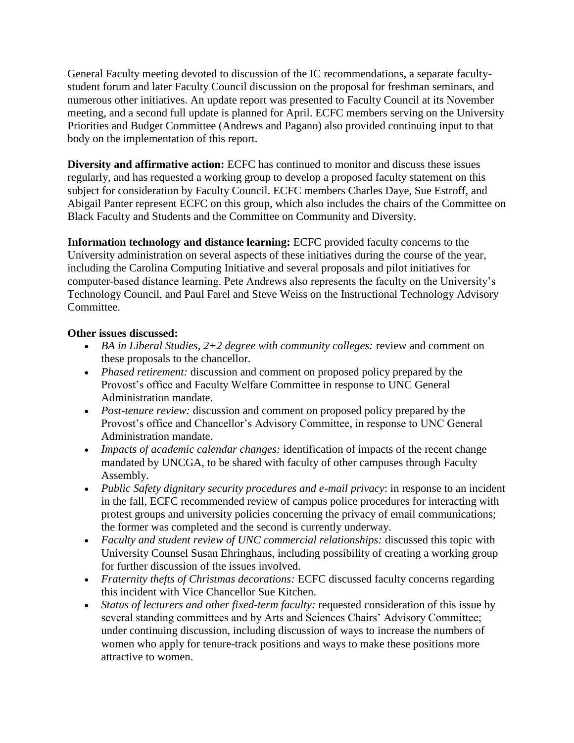General Faculty meeting devoted to discussion of the IC recommendations, a separate faculty-student forum and later Faculty Council discussion on the proposal for freshman seminars, and numerous other initiatives. An update report was presented to Faculty Council at its November meeting, and a second full update is planned for April. ECFC members serving on the University Priorities and Budget Committee (Andrews and Pagano) also provided continuing input to that body on the implementation of this report.

**Diversity and affirmative action:** ECFC has continued to monitor and discuss these issues regularly, and has requested a working group to develop a proposed faculty statement on this subject for consideration by Faculty Council. ECFC members Charles Daye, Sue Estroff, and Abigail Panter represent ECFC on this group, which also includes the chairs of the Committee on Black Faculty and Students and the Committee on Community and Diversity.

**Information technology and distance learning:** ECFC provided faculty concerns to the University administration on several aspects of these initiatives during the course of the year, including the Carolina Computing Initiative and several proposals and pilot initiatives for computer-based distance learning. Pete Andrews also represents the faculty on the University's Technology Council, and Paul Farel and Steve Weiss on the Instructional Technology Advisory Committee.

**Other issues discussed:**

- *BA in Liberal Studies, 2+2 degree with community colleges:* review and comment on these proposals to the chancellor.
- *Phased retirement:* discussion and comment on proposed policy prepared by the Provost's office and Faculty Welfare Committee in response to UNC General Administration mandate.
- *Post-tenure review:* discussion and comment on proposed policy prepared by the Provost's office and Chancellor's Advisory Committee, in response to UNC General Administration mandate.
- *Impacts of academic calendar changes:* identification of impacts of the recent change mandated by UNCGA, to be shared with faculty of other campuses through Faculty Assembly.
- *Public Safety dignitary security procedures and e-mail privacy*: in response to an incident in the fall, ECFC recommended review of campus police procedures for interacting with protest groups and university policies concerning the privacy of email communications; the former was completed and the second is currently underway.
- *Faculty and student review of UNC commercial relationships:* discussed this topic with University Counsel Susan Ehringhaus, including possibility of creating a working group for further discussion of the issues involved.
- *Fraternity thefts of Christmas decorations:* ECFC discussed faculty concerns regarding this incident with Vice Chancellor Sue Kitchen.
- *Status of lecturers and other fixed-term faculty:* requested consideration of this issue by several standing committees and by Arts and Sciences Chairs' Advisory Committee; under continuing discussion, including discussion of ways to increase the numbers of women who apply for tenure-track positions and ways to make these positions more attractive to women.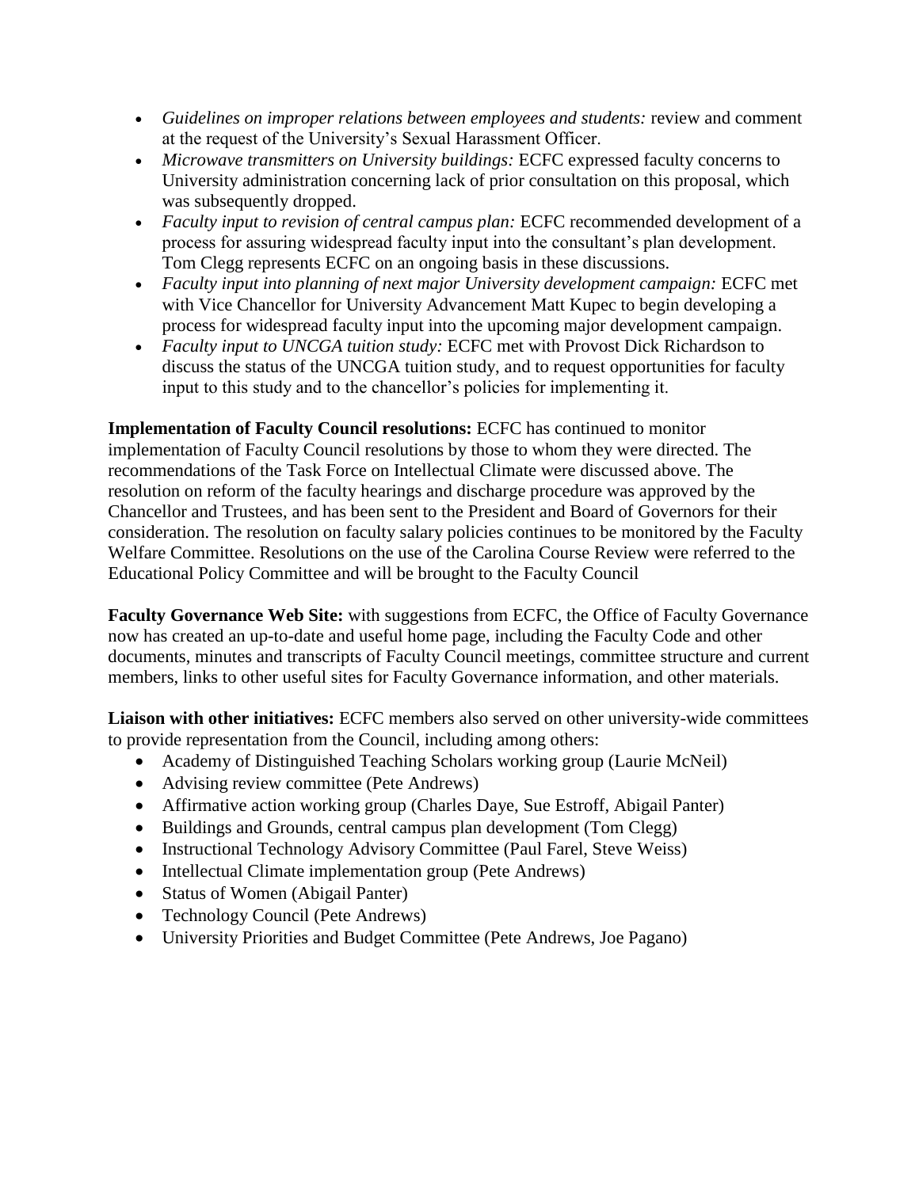- *Guidelines on improper relations between employees and students:* review and comment at the request of the University's Sexual Harassment Officer.
- *Microwave transmitters on University buildings:* ECFC expressed faculty concerns to University administration concerning lack of prior consultation on this proposal, which was subsequently dropped.
- *Faculty input to revision of central campus plan:* ECFC recommended development of a process for assuring widespread faculty input into the consultant's plan development. Tom Clegg represents ECFC on an ongoing basis in these discussions.
- *Faculty input into planning of next major University development campaign:* ECFC met with Vice Chancellor for University Advancement Matt Kupec to begin developing a process for widespread faculty input into the upcoming major development campaign.
- *Faculty input to UNCGA tuition study:* ECFC met with Provost Dick Richardson to discuss the status of the UNCGA tuition study, and to request opportunities for faculty input to this study and to the chancellor's policies for implementing it.

**Implementation of Faculty Council resolutions:** ECFC has continued to monitor implementation of Faculty Council resolutions by those to whom they were directed. The recommendations of the Task Force on Intellectual Climate were discussed above. The resolution on reform of the faculty hearings and discharge procedure was approved by the Chancellor and Trustees, and has been sent to the President and Board of Governors for their consideration. The resolution on faculty salary policies continues to be monitored by the Faculty Welfare Committee. Resolutions on the use of the Carolina Course Review were referred to the Educational Policy Committee and will be brought to the Faculty Council

**Faculty Governance Web Site:** with suggestions from ECFC, the Office of Faculty Governance now has created an up-to-date and useful home page, including the Faculty Code and other documents, minutes and transcripts of Faculty Council meetings, committee structure and current members, links to other useful sites for Faculty Governance information, and other materials.

**Liaison with other initiatives:** ECFC members also served on other university-wide committees to provide representation from the Council, including among others:

- Academy of Distinguished Teaching Scholars working group (Laurie McNeil)
- Advising review committee (Pete Andrews)
- Affirmative action working group (Charles Daye, Sue Estroff, Abigail Panter)
- Buildings and Grounds, central campus plan development (Tom Clegg)
- Instructional Technology Advisory Committee (Paul Farel, Steve Weiss)
- Intellectual Climate implementation group (Pete Andrews)
- Status of Women (Abigail Panter)
- Technology Council (Pete Andrews)
- University Priorities and Budget Committee (Pete Andrews, Joe Pagano)